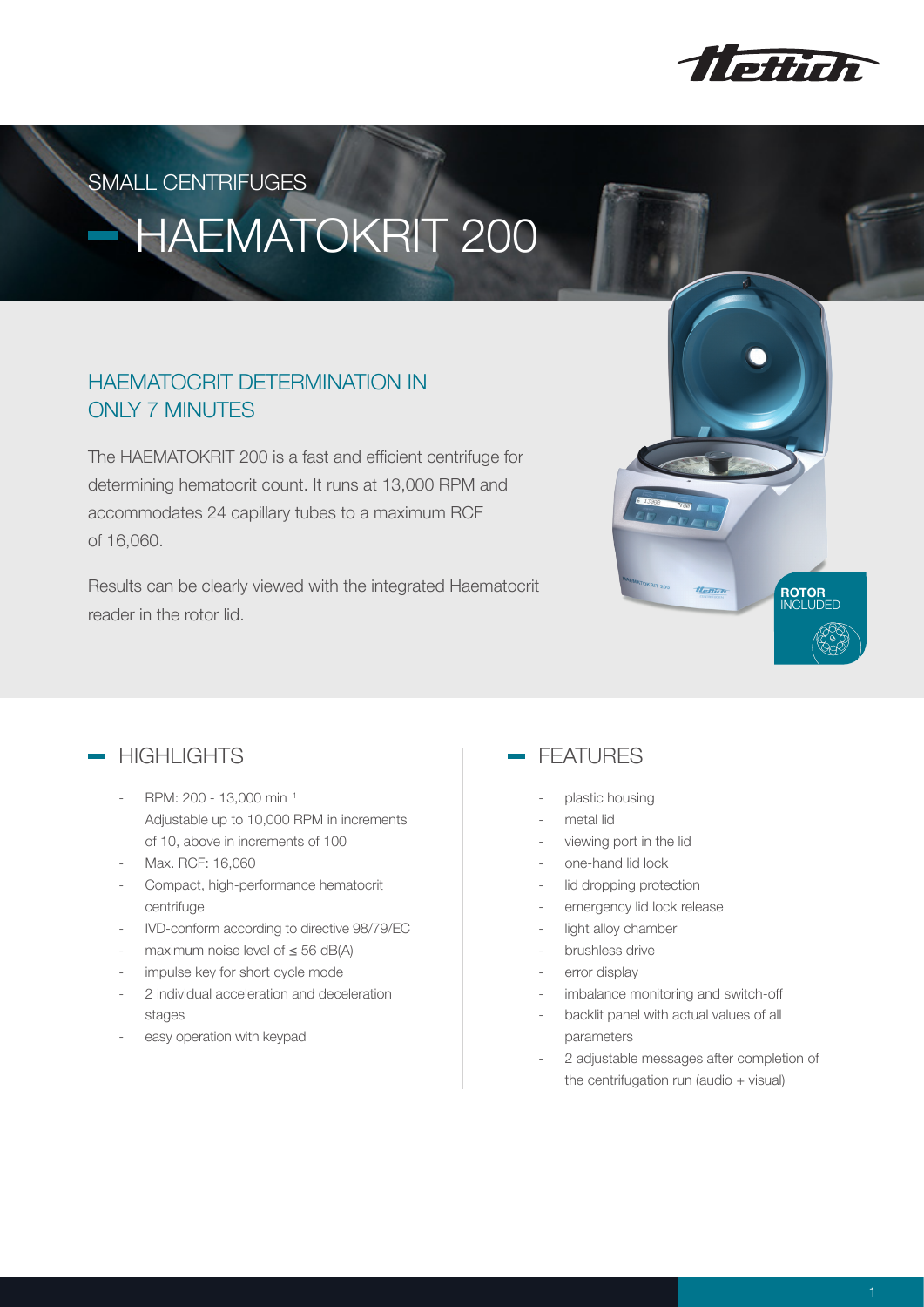SMALL CENTRIFUGES

# HAEMATOKRIT 200

## HAEMATOCRIT DETERMINATION IN ONLY 7 MINUTES

The HAEMATOKRIT 200 is a fast and efficient centrifuge for determining hematocrit count. It runs at 13,000 RPM and accommodates 24 capillary tubes to a maximum RCF of 16,060.

Results can be clearly viewed with the integrated Haematocrit reader in the rotor lid.

**ROTOR** INCLUDED

## HIGHLIGHTS

- RPM: 200 - 13,000 $min^{-1}$
  Adjustable up to 10,000 RPM in increments of 10, above in increments of 100
- Max. RCF: 16,060
- Compact, high-performance hematocrit centrifuge
- IVD-conform according to directive 98/79/EC
- maximum noise level of ≤ 56 dB(A)
- impulse key for short cycle mode
- 2 individual acceleration and deceleration stages
- easy operation with keypad

## FEATURES

- plastic housing
- metal lid
- viewing port in the lid
- one-hand lid lock
- lid dropping protection
- emergency lid lock release
- light alloy chamber
- brushless drive
- error display
- imbalance monitoring and switch-off
- backlit panel with actual values of all parameters
- 2 adjustable messages after completion of the centrifugation run (audio + visual)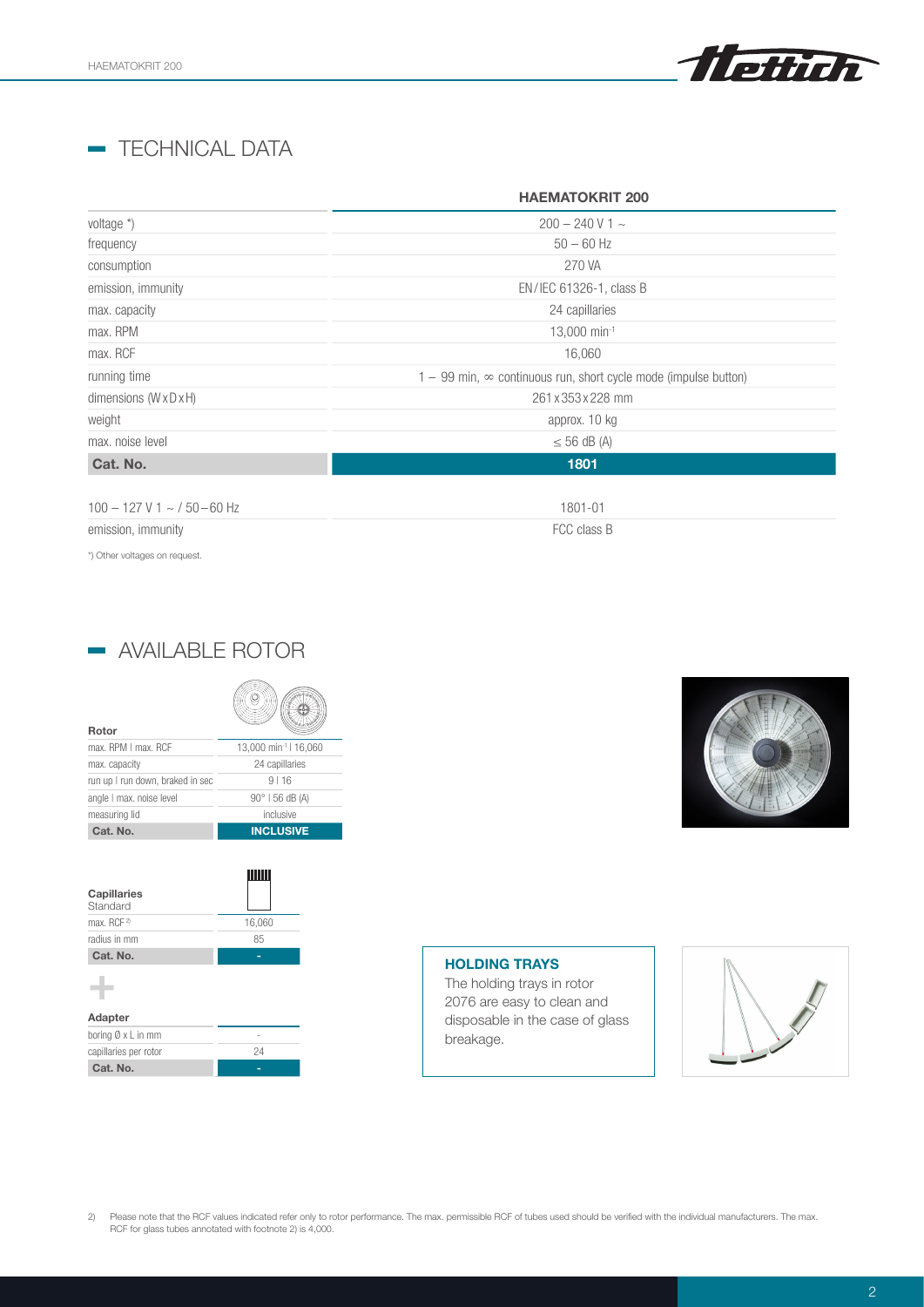## TECHNICAL DATA

| | HAEMATOKRIT 200 |
|---|---|
| voltage *) | 200 – 240 V 1 ~ |
| frequency | 50 – 60 Hz |
| consumption | 270 VA |
| emission, immunity | EN/IEC 61326-1, class B |
| max. capacity | 24 capillaries |
| max. RPM | 13,000 min$^{-1}$ |
| max. RCF | 16,060 |
| running time | 1 – 99 min, ∞ continuous run, short cycle mode (impulse button) |
| dimensions (W x D x H) | 261 x 353 x 228 mm |
| weight | approx. 10 kg |
| max. noise level | ≤ 56 dB (A) |
| **Cat. No.** | **1801** |
| 100 – 127 V 1 ~ / 50 – 60 Hz | 1801-01 |
| emission, immunity | FCC class B |

*) Other voltages on request.

## AVAILABLE ROTOR

| Rotor | |
|---|---|
| max. RPM \| max. RCF | 13,000 min$^{-1}$ \| 16,060 |
| max. capacity | 24 capillaries |
| run up \| run down, braked in sec | 9 \| 16 |
| angle \| max. noise level | 90° \| 56 dB (A) |
| measuring lid | inclusive |
| **Cat. No.** | **INCLUSIVE** |

| Capillaries Standard | |
|---|---|
| max. RCF [2] | 16,060 |
| radius in mm | 85 |
| **Cat. No.** | - |

+

| Adapter | |
|---|---|
| boring Ø x L in mm | - |
| capillaries per rotor | 24 |
| **Cat. No.** | - |

**HOLDING TRAYS**

The holding trays in rotor 2076 are easy to clean and disposable in the case of glass breakage.

2) Please note that the RCF values indicated refer only to rotor performance. The max. permissible RCF of tubes used should be verified with the individual manufacturers. The max. RCF for glass tubes annotated with footnote 2) is 4,000.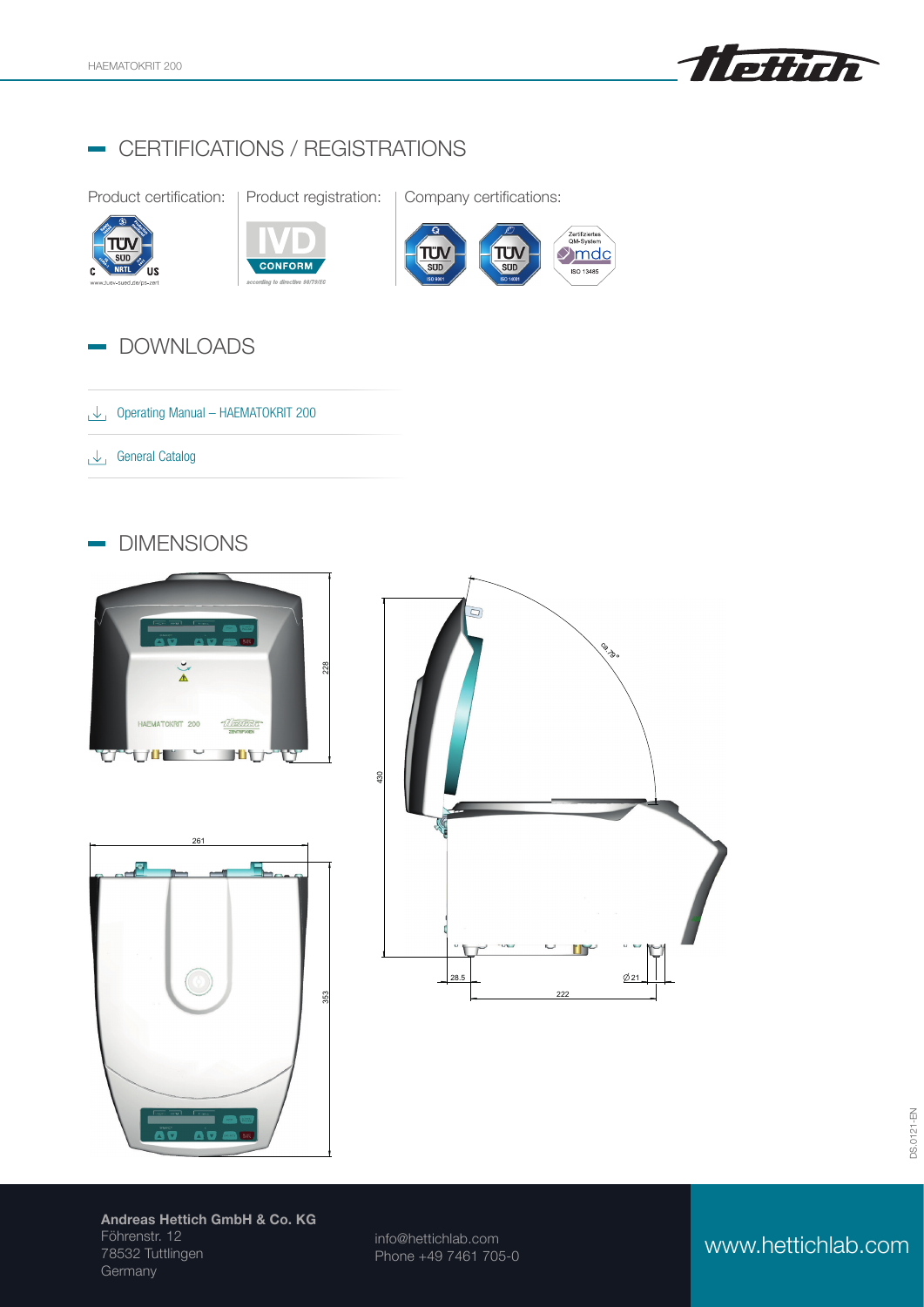## CERTIFICATIONS / REGISTRATIONS

Product certification: | Product registration: | Company certifications:

## DOWNLOADS

- Operating Manual – HAEMATOKRIT 200
- General Catalog

## DIMENSIONS

228

261

353

430

ca.70°

28.5

222

Ø21

DS.0121-EN

**Andreas Hettich GmbH & Co. KG**
Föhrenstr. 12
78532 Tuttlingen
Germany

info@hettichlab.com
Phone +49 7461 705-0

www.hettichlab.com